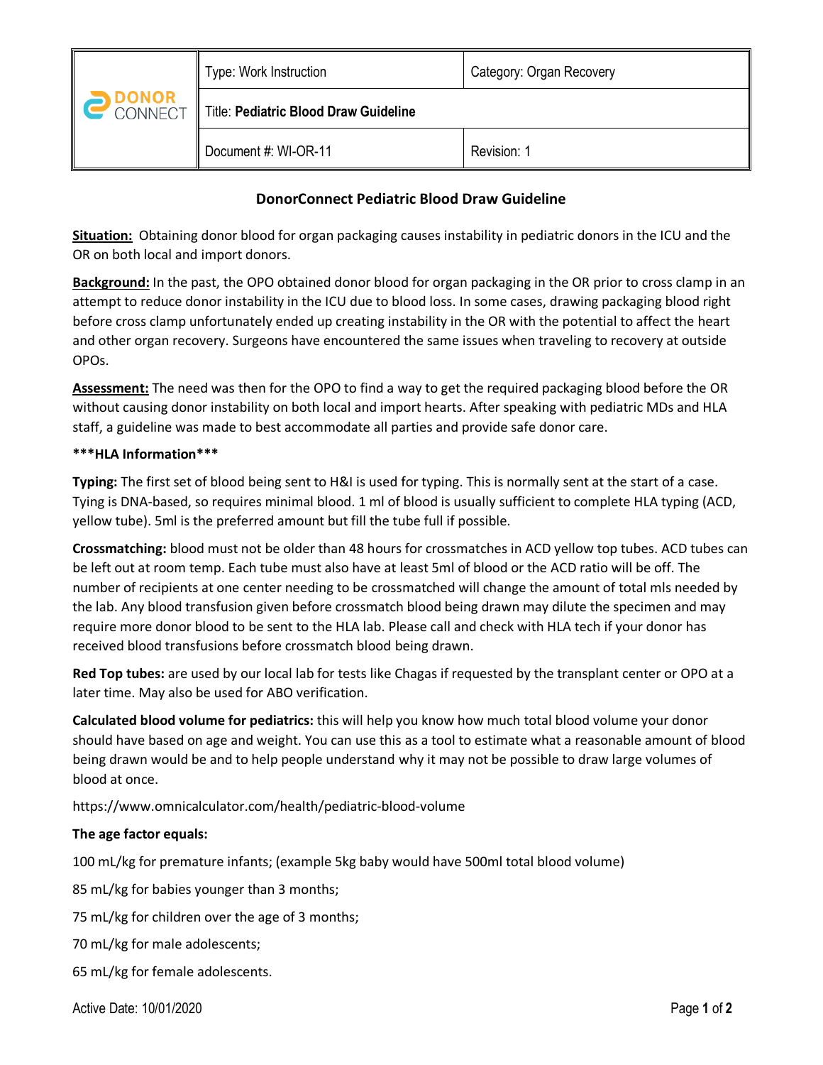| DONOR CONNECT | Type: Work Instruction | Category: Organ Recovery |
| --- | --- | --- |
| | Title: **Pediatric Blood Draw Guideline** | |
| | Document #: WI-OR-11 | Revision: 1 |

## DonorConnect Pediatric Blood Draw Guideline

**Situation:** Obtaining donor blood for organ packaging causes instability in pediatric donors in the ICU and the OR on both local and import donors.

**Background:** In the past, the OPO obtained donor blood for organ packaging in the OR prior to cross clamp in an attempt to reduce donor instability in the ICU due to blood loss. In some cases, drawing packaging blood right before cross clamp unfortunately ended up creating instability in the OR with the potential to affect the heart and other organ recovery. Surgeons have encountered the same issues when traveling to recovery at outside OPOs.

**Assessment:** The need was then for the OPO to find a way to get the required packaging blood before the OR without causing donor instability on both local and import hearts. After speaking with pediatric MDs and HLA staff, a guideline was made to best accommodate all parties and provide safe donor care.

**\*\*\*HLA Information\*\*\***

**Typing:** The first set of blood being sent to H&I is used for typing. This is normally sent at the start of a case. Tying is DNA-based, so requires minimal blood. 1 ml of blood is usually sufficient to complete HLA typing (ACD, yellow tube). 5ml is the preferred amount but fill the tube full if possible.

**Crossmatching:** blood must not be older than 48 hours for crossmatches in ACD yellow top tubes. ACD tubes can be left out at room temp. Each tube must also have at least 5ml of blood or the ACD ratio will be off. The number of recipients at one center needing to be crossmatched will change the amount of total mls needed by the lab. Any blood transfusion given before crossmatch blood being drawn may dilute the specimen and may require more donor blood to be sent to the HLA lab. Please call and check with HLA tech if your donor has received blood transfusions before crossmatch blood being drawn.

**Red Top tubes:** are used by our local lab for tests like Chagas if requested by the transplant center or OPO at a later time. May also be used for ABO verification.

**Calculated blood volume for pediatrics:** this will help you know how much total blood volume your donor should have based on age and weight. You can use this as a tool to estimate what a reasonable amount of blood being drawn would be and to help people understand why it may not be possible to draw large volumes of blood at once.

https://www.omnicalculator.com/health/pediatric-blood-volume

**The age factor equals:**

100 mL/kg for premature infants; (example 5kg baby would have 500ml total blood volume)

85 mL/kg for babies younger than 3 months;

75 mL/kg for children over the age of 3 months;

70 mL/kg for male adolescents;

65 mL/kg for female adolescents.

Active Date: 10/01/2020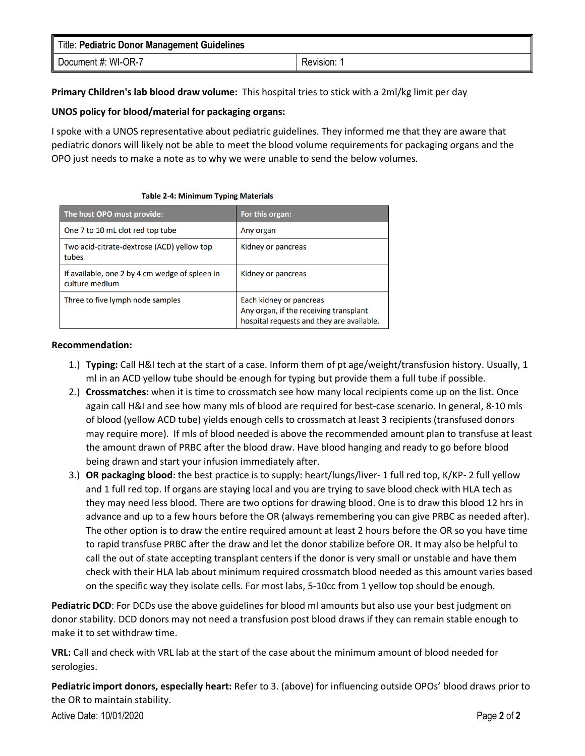**Primary Children's lab blood draw volume:** This hospital tries to stick with a 2ml/kg limit per day

**UNOS policy for blood/material for packaging organs:**

I spoke with a UNOS representative about pediatric guidelines. They informed me that they are aware that pediatric donors will likely not be able to meet the blood volume requirements for packaging organs and the OPO just needs to make a note as to why we were unable to send the below volumes.

**Table 2-4: Minimum Typing Materials**

| The host OPO must provide: | For this organ: |
|---|---|
| One 7 to 10 mL clot red top tube | Any organ |
| Two acid-citrate-dextrose (ACD) yellow top tubes | Kidney or pancreas |
| If available, one 2 by 4 cm wedge of spleen in culture medium | Kidney or pancreas |
| Three to five lymph node samples | Each kidney or pancreas<br>Any organ, if the receiving transplant hospital requests and they are available. |

**Recommendation:**

1.) **Typing:** Call H&I tech at the start of a case. Inform them of pt age/weight/transfusion history. Usually, 1 ml in an ACD yellow tube should be enough for typing but provide them a full tube if possible.

2.) **Crossmatches:** when it is time to crossmatch see how many local recipients come up on the list. Once again call H&I and see how many mls of blood are required for best-case scenario. In general, 8-10 mls of blood (yellow ACD tube) yields enough cells to crossmatch at least 3 recipients (transfused donors may require more). If mls of blood needed is above the recommended amount plan to transfuse at least the amount drawn of PRBC after the blood draw. Have blood hanging and ready to go before blood being drawn and start your infusion immediately after.

3.) **OR packaging blood**: the best practice is to supply: heart/lungs/liver- 1 full red top, K/KP- 2 full yellow and 1 full red top. If organs are staying local and you are trying to save blood check with HLA tech as they may need less blood. There are two options for drawing blood. One is to draw this blood 12 hrs in advance and up to a few hours before the OR (always remembering you can give PRBC as needed after). The other option is to draw the entire required amount at least 2 hours before the OR so you have time to rapid transfuse PRBC after the draw and let the donor stabilize before OR. It may also be helpful to call the out of state accepting transplant centers if the donor is very small or unstable and have them check with their HLA lab about minimum required crossmatch blood needed as this amount varies based on the specific way they isolate cells. For most labs, 5-10cc from 1 yellow top should be enough.

**Pediatric DCD**: For DCDs use the above guidelines for blood ml amounts but also use your best judgment on donor stability. DCD donors may not need a transfusion post blood draws if they can remain stable enough to make it to set withdraw time.

**VRL:** Call and check with VRL lab at the start of the case about the minimum amount of blood needed for serologies.

**Pediatric import donors, especially heart:** Refer to 3. (above) for influencing outside OPOs' blood draws prior to the OR to maintain stability.

Active Date: 10/01/2020